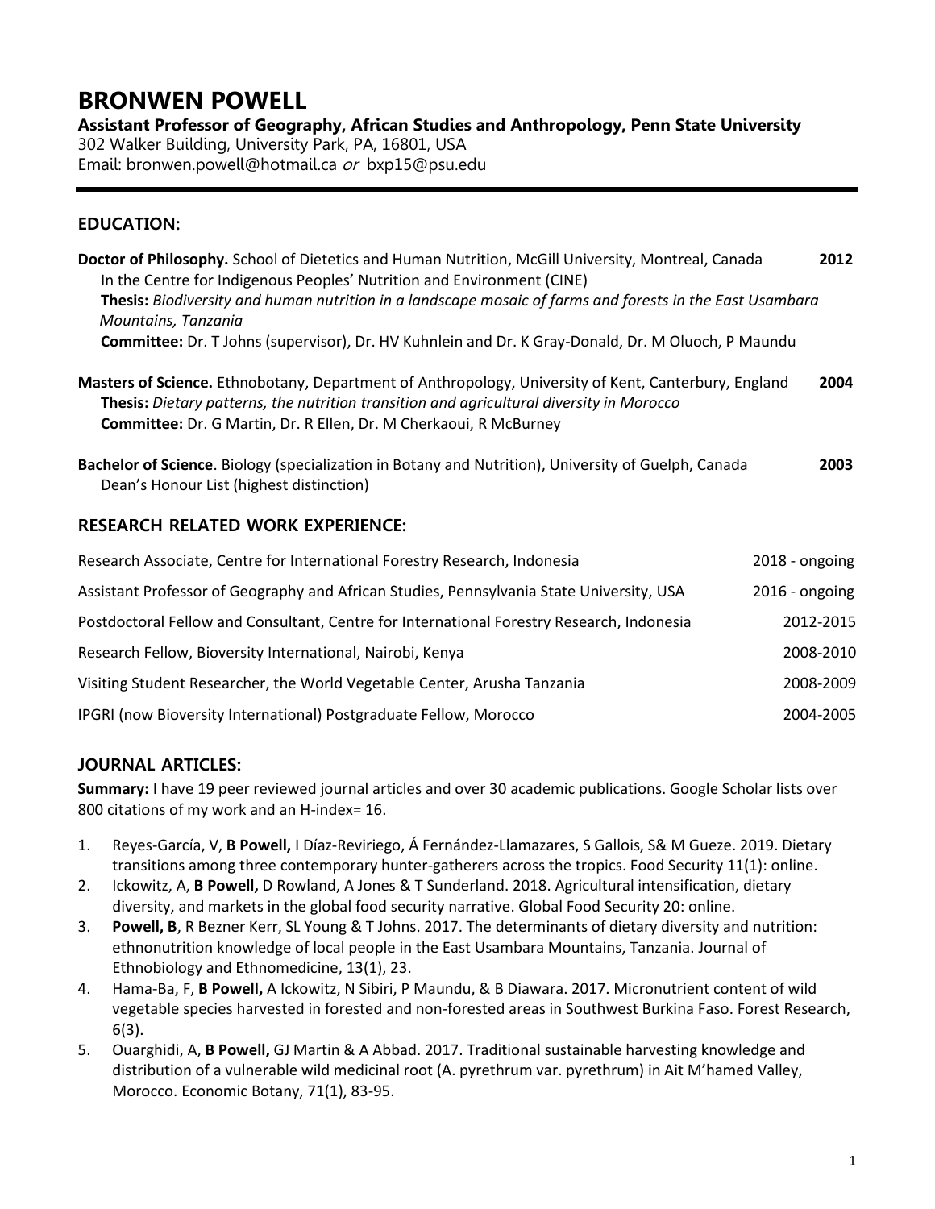# BRONWEN POWELL

**Assistant Professor of Geography, African Studies and Anthropology, Penn State University**
302 Walker Building, University Park, PA, 16801, USA
Email: bronwen.powell@hotmail.ca *or* bxp15@psu.edu

---

## EDUCATION:

**Doctor of Philosophy.** School of Dietetics and Human Nutrition, McGill University, Montreal, Canada **2012**
In the Centre for Indigenous Peoples' Nutrition and Environment (CINE)
**Thesis:** *Biodiversity and human nutrition in a landscape mosaic of farms and forests in the East Usambara Mountains, Tanzania*
**Committee:** Dr. T Johns (supervisor), Dr. HV Kuhnlein and Dr. K Gray-Donald, Dr. M Oluoch, P Maundu

**Masters of Science.** Ethnobotany, Department of Anthropology, University of Kent, Canterbury, England **2004**
**Thesis:** *Dietary patterns, the nutrition transition and agricultural diversity in Morocco*
**Committee:** Dr. G Martin, Dr. R Ellen, Dr. M Cherkaoui, R McBurney

**Bachelor of Science**. Biology (specialization in Botany and Nutrition), University of Guelph, Canada **2003**
Dean's Honour List (highest distinction)

## RESEARCH RELATED WORK EXPERIENCE:

Research Associate, Centre for International Forestry Research, Indonesia — 2018 - ongoing

Assistant Professor of Geography and African Studies, Pennsylvania State University, USA — 2016 - ongoing

Postdoctoral Fellow and Consultant, Centre for International Forestry Research, Indonesia — 2012-2015

Research Fellow, Bioversity International, Nairobi, Kenya — 2008-2010

Visiting Student Researcher, the World Vegetable Center, Arusha Tanzania — 2008-2009

IPGRI (now Bioversity International) Postgraduate Fellow, Morocco — 2004-2005

## JOURNAL ARTICLES:

**Summary:** I have 19 peer reviewed journal articles and over 30 academic publications. Google Scholar lists over 800 citations of my work and an H-index= 16.

1. Reyes-García, V, **B Powell,** I Díaz-Reviriego, Á Fernández-Llamazares, S Gallois, S& M Gueze. 2019. Dietary transitions among three contemporary hunter-gatherers across the tropics. Food Security 11(1): online.
2. Ickowitz, A, **B Powell,** D Rowland, A Jones & T Sunderland. 2018. Agricultural intensification, dietary diversity, and markets in the global food security narrative. Global Food Security 20: online.
3. **Powell, B**, R Bezner Kerr, SL Young & T Johns. 2017. The determinants of dietary diversity and nutrition: ethnonutrition knowledge of local people in the East Usambara Mountains, Tanzania. Journal of Ethnobiology and Ethnomedicine, 13(1), 23.
4. Hama-Ba, F, **B Powell,** A Ickowitz, N Sibiri, P Maundu, & B Diawara. 2017. Micronutrient content of wild vegetable species harvested in forested and non-forested areas in Southwest Burkina Faso. Forest Research, 6(3).
5. Ouarghidi, A, **B Powell,** GJ Martin & A Abbad. 2017. Traditional sustainable harvesting knowledge and distribution of a vulnerable wild medicinal root (A. pyrethrum var. pyrethrum) in Ait M'hamed Valley, Morocco. Economic Botany, 71(1), 83-95.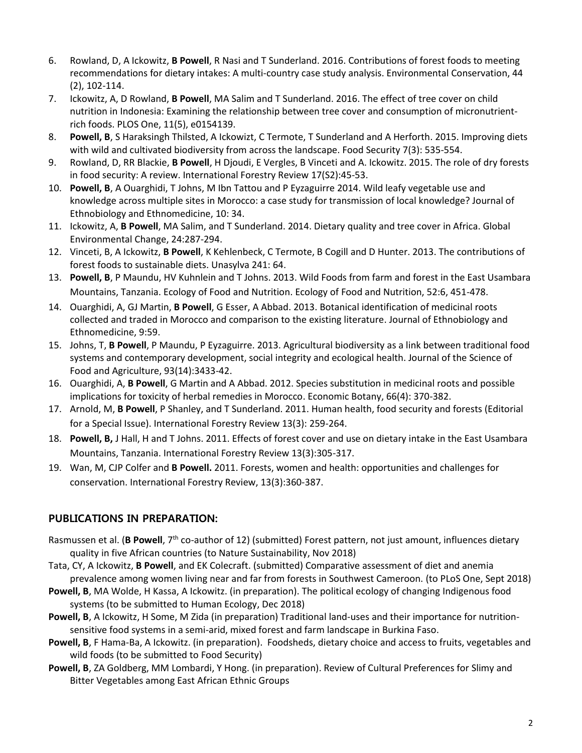6. Rowland, D, A Ickowitz, **B Powell**, R Nasi and T Sunderland. 2016. Contributions of forest foods to meeting recommendations for dietary intakes: A multi-country case study analysis. Environmental Conservation, 44 (2), 102-114.
7. Ickowitz, A, D Rowland, **B Powell**, MA Salim and T Sunderland. 2016. The effect of tree cover on child nutrition in Indonesia: Examining the relationship between tree cover and consumption of micronutrient-rich foods. PLOS One, 11(5), e0154139.
8. **Powell, B**, S Haraksingh Thilsted, A Ickowizt, C Termote, T Sunderland and A Herforth. 2015. Improving diets with wild and cultivated biodiversity from across the landscape. Food Security 7(3): 535-554.
9. Rowland, D, RR Blackie, **B Powell**, H Djoudi, E Vergles, B Vinceti and A. Ickowitz. 2015. The role of dry forests in food security: A review. International Forestry Review 17(S2):45-53.
10. **Powell, B**, A Ouarghidi, T Johns, M Ibn Tattou and P Eyzaguirre 2014. Wild leafy vegetable use and knowledge across multiple sites in Morocco: a case study for transmission of local knowledge? Journal of Ethnobiology and Ethnomedicine, 10: 34.
11. Ickowitz, A, **B Powell**, MA Salim, and T Sunderland. 2014. Dietary quality and tree cover in Africa. Global Environmental Change, 24:287-294.
12. Vinceti, B, A Ickowitz, **B Powell**, K Kehlenbeck, C Termote, B Cogill and D Hunter. 2013. The contributions of forest foods to sustainable diets. Unasylva 241: 64.
13. **Powell, B**, P Maundu, HV Kuhnlein and T Johns. 2013. Wild Foods from farm and forest in the East Usambara Mountains, Tanzania. Ecology of Food and Nutrition. Ecology of Food and Nutrition, 52:6, 451-478.
14. Ouarghidi, A, GJ Martin, **B Powell**, G Esser, A Abbad. 2013. Botanical identification of medicinal roots collected and traded in Morocco and comparison to the existing literature. Journal of Ethnobiology and Ethnomedicine, 9:59.
15. Johns, T, **B Powell**, P Maundu, P Eyzaguirre. 2013. Agricultural biodiversity as a link between traditional food systems and contemporary development, social integrity and ecological health. Journal of the Science of Food and Agriculture, 93(14):3433-42.
16. Ouarghidi, A, **B Powell**, G Martin and A Abbad. 2012. Species substitution in medicinal roots and possible implications for toxicity of herbal remedies in Morocco. Economic Botany, 66(4): 370-382.
17. Arnold, M, **B Powell**, P Shanley, and T Sunderland. 2011. Human health, food security and forests (Editorial for a Special Issue). International Forestry Review 13(3): 259-264.
18. **Powell, B,** J Hall, H and T Johns. 2011. Effects of forest cover and use on dietary intake in the East Usambara Mountains, Tanzania. International Forestry Review 13(3):305-317.
19. Wan, M, CJP Colfer and **B Powell.** 2011. Forests, women and health: opportunities and challenges for conservation. International Forestry Review, 13(3):360-387.

## PUBLICATIONS IN PREPARATION:

Rasmussen et al. (**B Powell**, 7th co-author of 12) (submitted) Forest pattern, not just amount, influences dietary quality in five African countries (to Nature Sustainability, Nov 2018)

Tata, CY, A Ickowitz, **B Powell**, and EK Colecraft. (submitted) Comparative assessment of diet and anemia prevalence among women living near and far from forests in Southwest Cameroon. (to PLoS One, Sept 2018)

**Powell, B**, MA Wolde, H Kassa, A Ickowitz. (in preparation). The political ecology of changing Indigenous food systems (to be submitted to Human Ecology, Dec 2018)

**Powell, B**, A Ickowitz, H Some, M Zida (in preparation) Traditional land-uses and their importance for nutrition-sensitive food systems in a semi-arid, mixed forest and farm landscape in Burkina Faso.

**Powell, B**, F Hama-Ba, A Ickowitz. (in preparation). Foodsheds, dietary choice and access to fruits, vegetables and wild foods (to be submitted to Food Security)

**Powell, B**, ZA Goldberg, MM Lombardi, Y Hong. (in preparation). Review of Cultural Preferences for Slimy and Bitter Vegetables among East African Ethnic Groups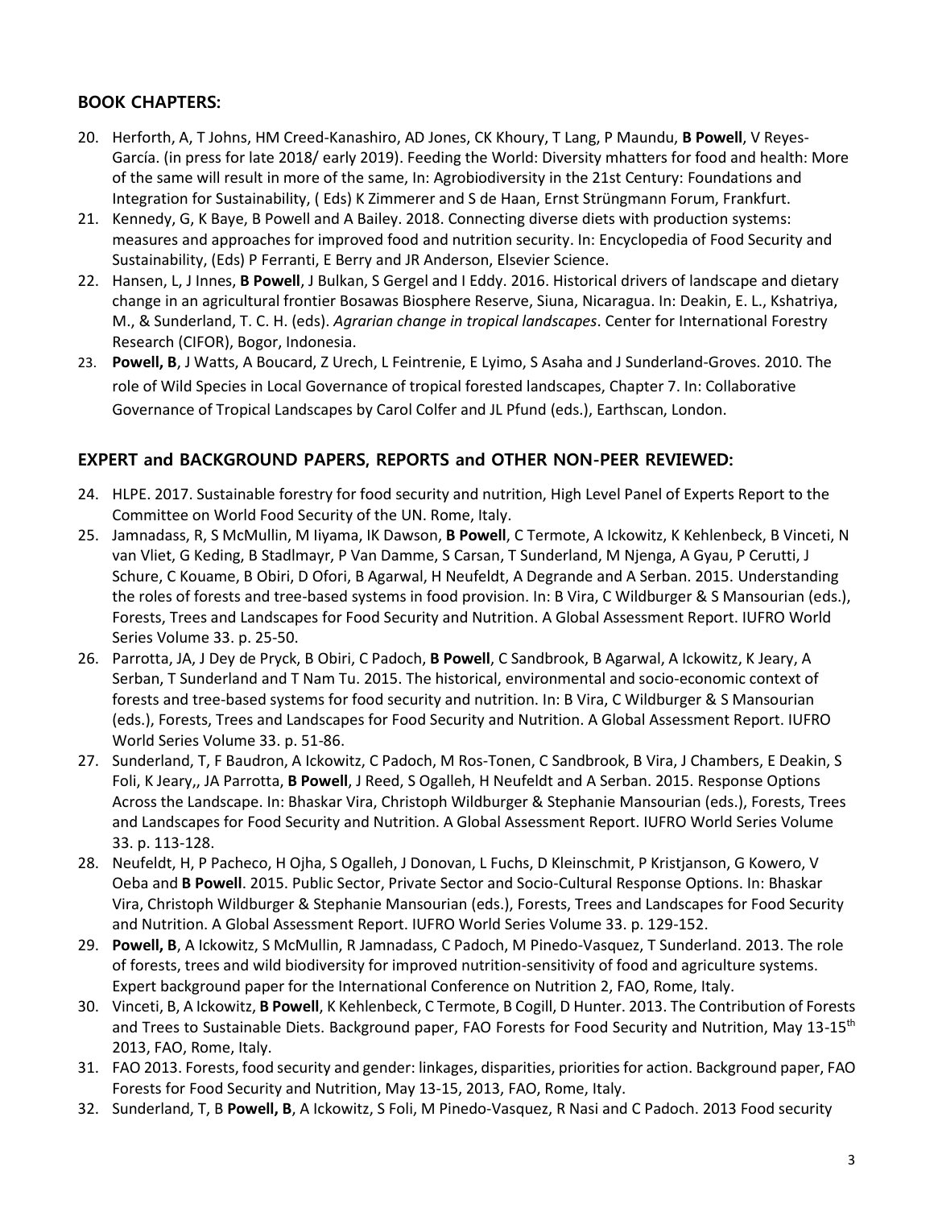## BOOK CHAPTERS:

20. Herforth, A, T Johns, HM Creed-Kanashiro, AD Jones, CK Khoury, T Lang, P Maundu, **B Powell**, V Reyes-García. (in press for late 2018/ early 2019). Feeding the World: Diversity mhatters for food and health: More of the same will result in more of the same, In: Agrobiodiversity in the 21st Century: Foundations and Integration for Sustainability, ( Eds) K Zimmerer and S de Haan, Ernst Strüngmann Forum, Frankfurt.
21. Kennedy, G, K Baye, B Powell and A Bailey. 2018. Connecting diverse diets with production systems: measures and approaches for improved food and nutrition security. In: Encyclopedia of Food Security and Sustainability, (Eds) P Ferranti, E Berry and JR Anderson, Elsevier Science.
22. Hansen, L, J Innes, **B Powell**, J Bulkan, S Gergel and I Eddy. 2016. Historical drivers of landscape and dietary change in an agricultural frontier Bosawas Biosphere Reserve, Siuna, Nicaragua. In: Deakin, E. L., Kshatriya, M., & Sunderland, T. C. H. (eds). *Agrarian change in tropical landscapes*. Center for International Forestry Research (CIFOR), Bogor, Indonesia.
23. **Powell, B**, J Watts, A Boucard, Z Urech, L Feintrenie, E Lyimo, S Asaha and J Sunderland-Groves. 2010. The role of Wild Species in Local Governance of tropical forested landscapes, Chapter 7. In: Collaborative Governance of Tropical Landscapes by Carol Colfer and JL Pfund (eds.), Earthscan, London.

## EXPERT and BACKGROUND PAPERS, REPORTS and OTHER NON-PEER REVIEWED:

24. HLPE. 2017. Sustainable forestry for food security and nutrition, High Level Panel of Experts Report to the Committee on World Food Security of the UN. Rome, Italy.
25. Jamnadass, R, S McMullin, M Iiyama, IK Dawson, **B Powell**, C Termote, A Ickowitz, K Kehlenbeck, B Vinceti, N van Vliet, G Keding, B Stadlmayr, P Van Damme, S Carsan, T Sunderland, M Njenga, A Gyau, P Cerutti, J Schure, C Kouame, B Obiri, D Ofori, B Agarwal, H Neufeldt, A Degrande and A Serban. 2015. Understanding the roles of forests and tree-based systems in food provision. In: B Vira, C Wildburger & S Mansourian (eds.), Forests, Trees and Landscapes for Food Security and Nutrition. A Global Assessment Report. IUFRO World Series Volume 33. p. 25-50.
26. Parrotta, JA, J Dey de Pryck, B Obiri, C Padoch, **B Powell**, C Sandbrook, B Agarwal, A Ickowitz, K Jeary, A Serban, T Sunderland and T Nam Tu. 2015. The historical, environmental and socio-economic context of forests and tree-based systems for food security and nutrition. In: B Vira, C Wildburger & S Mansourian (eds.), Forests, Trees and Landscapes for Food Security and Nutrition. A Global Assessment Report. IUFRO World Series Volume 33. p. 51-86.
27. Sunderland, T, F Baudron, A Ickowitz, C Padoch, M Ros-Tonen, C Sandbrook, B Vira, J Chambers, E Deakin, S Foli, K Jeary,, JA Parrotta, **B Powell**, J Reed, S Ogalleh, H Neufeldt and A Serban. 2015. Response Options Across the Landscape. In: Bhaskar Vira, Christoph Wildburger & Stephanie Mansourian (eds.), Forests, Trees and Landscapes for Food Security and Nutrition. A Global Assessment Report. IUFRO World Series Volume 33. p. 113-128.
28. Neufeldt, H, P Pacheco, H Ojha, S Ogalleh, J Donovan, L Fuchs, D Kleinschmit, P Kristjanson, G Kowero, V Oeba and **B Powell**. 2015. Public Sector, Private Sector and Socio-Cultural Response Options. In: Bhaskar Vira, Christoph Wildburger & Stephanie Mansourian (eds.), Forests, Trees and Landscapes for Food Security and Nutrition. A Global Assessment Report. IUFRO World Series Volume 33. p. 129-152.
29. **Powell, B**, A Ickowitz, S McMullin, R Jamnadass, C Padoch, M Pinedo-Vasquez, T Sunderland. 2013. The role of forests, trees and wild biodiversity for improved nutrition-sensitivity of food and agriculture systems. Expert background paper for the International Conference on Nutrition 2, FAO, Rome, Italy.
30. Vinceti, B, A Ickowitz, **B Powell**, K Kehlenbeck, C Termote, B Cogill, D Hunter. 2013. The Contribution of Forests and Trees to Sustainable Diets. Background paper, FAO Forests for Food Security and Nutrition, May 13-15th 2013, FAO, Rome, Italy.
31. FAO 2013. Forests, food security and gender: linkages, disparities, priorities for action. Background paper, FAO Forests for Food Security and Nutrition, May 13-15, 2013, FAO, Rome, Italy.
32. Sunderland, T, B **Powell, B**, A Ickowitz, S Foli, M Pinedo-Vasquez, R Nasi and C Padoch. 2013 Food security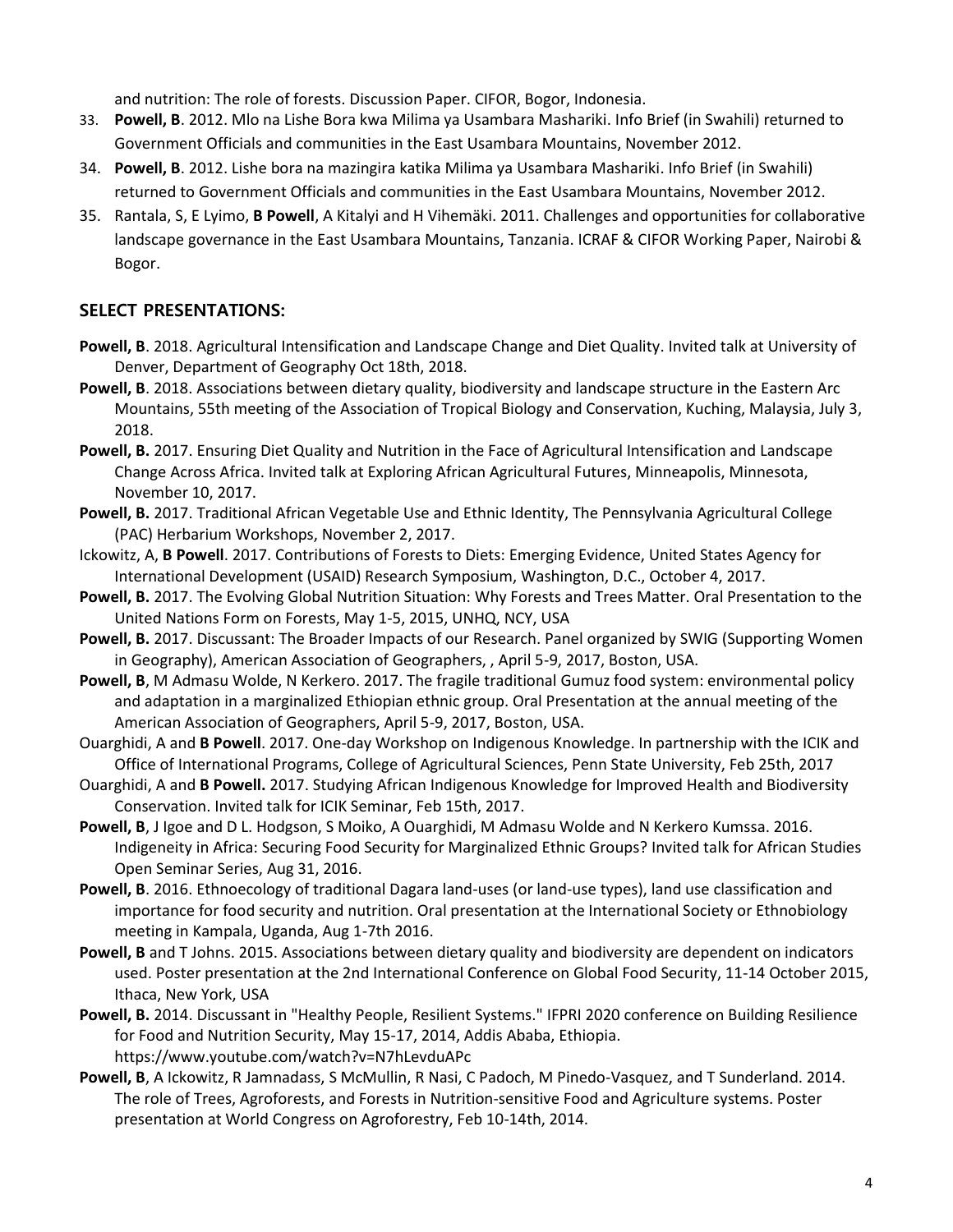and nutrition: The role of forests. Discussion Paper. CIFOR, Bogor, Indonesia.

33. **Powell, B**. 2012. Mlo na Lishe Bora kwa Milima ya Usambara Mashariki. Info Brief (in Swahili) returned to Government Officials and communities in the East Usambara Mountains, November 2012.
34. **Powell, B**. 2012. Lishe bora na mazingira katika Milima ya Usambara Mashariki. Info Brief (in Swahili) returned to Government Officials and communities in the East Usambara Mountains, November 2012.
35. Rantala, S, E Lyimo, **B Powell**, A Kitalyi and H Vihemäki. 2011. Challenges and opportunities for collaborative landscape governance in the East Usambara Mountains, Tanzania. ICRAF & CIFOR Working Paper, Nairobi & Bogor.

## SELECT PRESENTATIONS:

**Powell, B**. 2018. Agricultural Intensification and Landscape Change and Diet Quality. Invited talk at University of Denver, Department of Geography Oct 18th, 2018.

**Powell, B**. 2018. Associations between dietary quality, biodiversity and landscape structure in the Eastern Arc Mountains, 55th meeting of the Association of Tropical Biology and Conservation, Kuching, Malaysia, July 3, 2018.

**Powell, B.** 2017. Ensuring Diet Quality and Nutrition in the Face of Agricultural Intensification and Landscape Change Across Africa. Invited talk at Exploring African Agricultural Futures, Minneapolis, Minnesota, November 10, 2017.

**Powell, B.** 2017. Traditional African Vegetable Use and Ethnic Identity, The Pennsylvania Agricultural College (PAC) Herbarium Workshops, November 2, 2017.

Ickowitz, A, **B Powell**. 2017. Contributions of Forests to Diets: Emerging Evidence, United States Agency for International Development (USAID) Research Symposium, Washington, D.C., October 4, 2017.

**Powell, B.** 2017. The Evolving Global Nutrition Situation: Why Forests and Trees Matter. Oral Presentation to the United Nations Form on Forests, May 1-5, 2015, UNHQ, NCY, USA

**Powell, B.** 2017. Discussant: The Broader Impacts of our Research. Panel organized by SWIG (Supporting Women in Geography), American Association of Geographers, , April 5-9, 2017, Boston, USA.

**Powell, B**, M Admasu Wolde, N Kerkero. 2017. The fragile traditional Gumuz food system: environmental policy and adaptation in a marginalized Ethiopian ethnic group. Oral Presentation at the annual meeting of the American Association of Geographers, April 5-9, 2017, Boston, USA.

Ouarghidi, A and **B Powell**. 2017. One-day Workshop on Indigenous Knowledge. In partnership with the ICIK and Office of International Programs, College of Agricultural Sciences, Penn State University, Feb 25th, 2017

Ouarghidi, A and **B Powell.** 2017. Studying African Indigenous Knowledge for Improved Health and Biodiversity Conservation. Invited talk for ICIK Seminar, Feb 15th, 2017.

**Powell, B**, J Igoe and D L. Hodgson, S Moiko, A Ouarghidi, M Admasu Wolde and N Kerkero Kumssa. 2016. Indigeneity in Africa: Securing Food Security for Marginalized Ethnic Groups? Invited talk for African Studies Open Seminar Series, Aug 31, 2016.

**Powell, B**. 2016. Ethnoecology of traditional Dagara land-uses (or land-use types), land use classification and importance for food security and nutrition. Oral presentation at the International Society or Ethnobiology meeting in Kampala, Uganda, Aug 1-7th 2016.

**Powell, B** and T Johns. 2015. Associations between dietary quality and biodiversity are dependent on indicators used. Poster presentation at the 2nd International Conference on Global Food Security, 11-14 October 2015, Ithaca, New York, USA

**Powell, B.** 2014. Discussant in "Healthy People, Resilient Systems." IFPRI 2020 conference on Building Resilience for Food and Nutrition Security, May 15-17, 2014, Addis Ababa, Ethiopia. https://www.youtube.com/watch?v=N7hLevduAPc

**Powell, B**, A Ickowitz, R Jamnadass, S McMullin, R Nasi, C Padoch, M Pinedo-Vasquez, and T Sunderland. 2014. The role of Trees, Agroforests, and Forests in Nutrition-sensitive Food and Agriculture systems. Poster presentation at World Congress on Agroforestry, Feb 10-14th, 2014.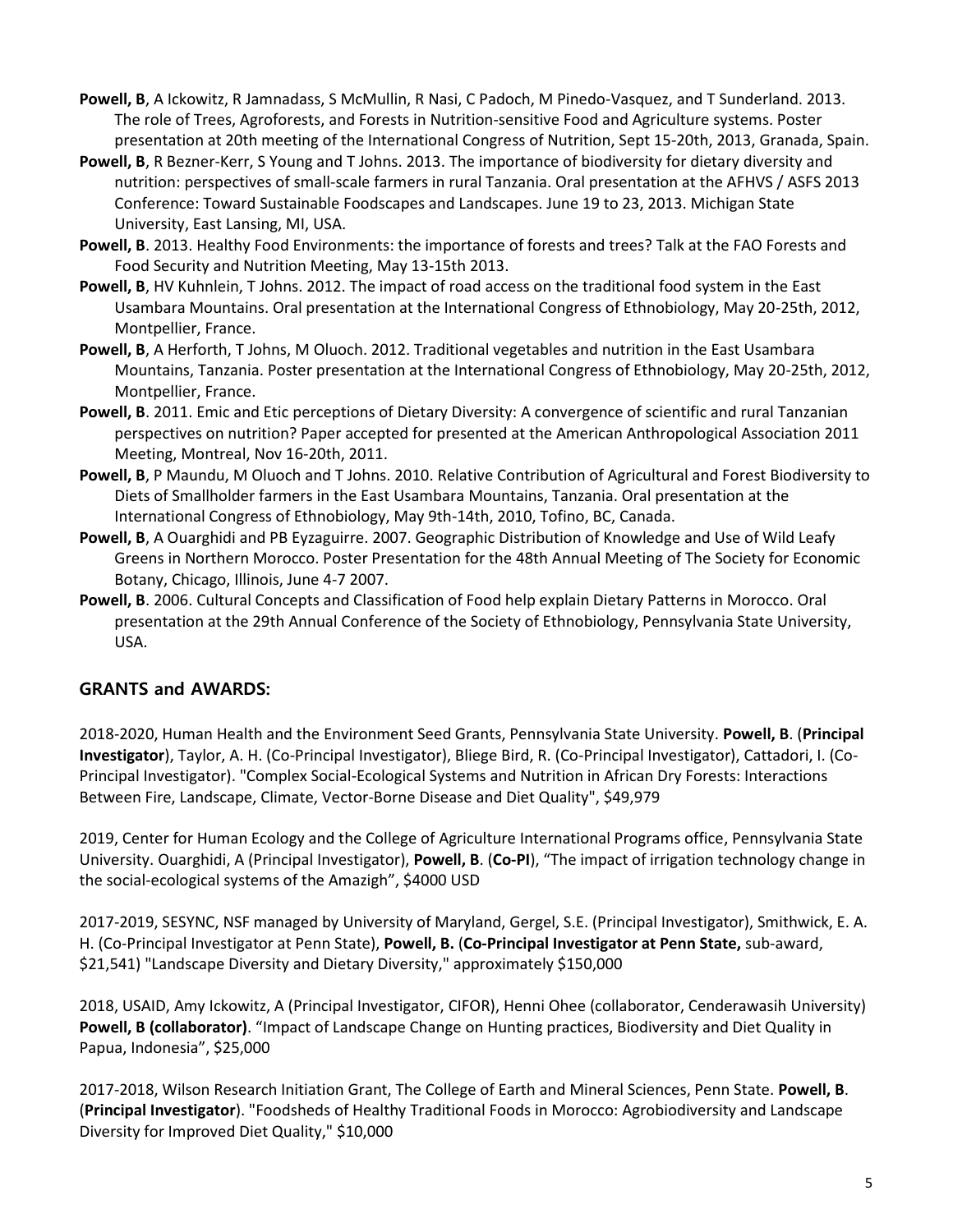**Powell, B**, A Ickowitz, R Jamnadass, S McMullin, R Nasi, C Padoch, M Pinedo-Vasquez, and T Sunderland. 2013. The role of Trees, Agroforests, and Forests in Nutrition-sensitive Food and Agriculture systems. Poster presentation at 20th meeting of the International Congress of Nutrition, Sept 15-20th, 2013, Granada, Spain.

**Powell, B**, R Bezner-Kerr, S Young and T Johns. 2013. The importance of biodiversity for dietary diversity and nutrition: perspectives of small-scale farmers in rural Tanzania. Oral presentation at the AFHVS / ASFS 2013 Conference: Toward Sustainable Foodscapes and Landscapes. June 19 to 23, 2013. Michigan State University, East Lansing, MI, USA.

**Powell, B**. 2013. Healthy Food Environments: the importance of forests and trees? Talk at the FAO Forests and Food Security and Nutrition Meeting, May 13-15th 2013.

**Powell, B**, HV Kuhnlein, T Johns. 2012. The impact of road access on the traditional food system in the East Usambara Mountains. Oral presentation at the International Congress of Ethnobiology, May 20-25th, 2012, Montpellier, France.

**Powell, B**, A Herforth, T Johns, M Oluoch. 2012. Traditional vegetables and nutrition in the East Usambara Mountains, Tanzania. Poster presentation at the International Congress of Ethnobiology, May 20-25th, 2012, Montpellier, France.

**Powell, B**. 2011. Emic and Etic perceptions of Dietary Diversity: A convergence of scientific and rural Tanzanian perspectives on nutrition? Paper accepted for presented at the American Anthropological Association 2011 Meeting, Montreal, Nov 16-20th, 2011.

**Powell, B**, P Maundu, M Oluoch and T Johns. 2010. Relative Contribution of Agricultural and Forest Biodiversity to Diets of Smallholder farmers in the East Usambara Mountains, Tanzania. Oral presentation at the International Congress of Ethnobiology, May 9th-14th, 2010, Tofino, BC, Canada.

**Powell, B**, A Ouarghidi and PB Eyzaguirre. 2007. Geographic Distribution of Knowledge and Use of Wild Leafy Greens in Northern Morocco. Poster Presentation for the 48th Annual Meeting of The Society for Economic Botany, Chicago, Illinois, June 4-7 2007.

**Powell, B**. 2006. Cultural Concepts and Classification of Food help explain Dietary Patterns in Morocco. Oral presentation at the 29th Annual Conference of the Society of Ethnobiology, Pennsylvania State University, USA.

## GRANTS and AWARDS:

2018-2020, Human Health and the Environment Seed Grants, Pennsylvania State University. **Powell, B**. (**Principal Investigator**), Taylor, A. H. (Co-Principal Investigator), Bliege Bird, R. (Co-Principal Investigator), Cattadori, I. (Co-Principal Investigator). "Complex Social-Ecological Systems and Nutrition in African Dry Forests: Interactions Between Fire, Landscape, Climate, Vector-Borne Disease and Diet Quality", $49,979

2019, Center for Human Ecology and the College of Agriculture International Programs office, Pennsylvania State University. Ouarghidi, A (Principal Investigator), **Powell, B**. (**Co-PI**), "The impact of irrigation technology change in the social-ecological systems of the Amazigh", $4000 USD

2017-2019, SESYNC, NSF managed by University of Maryland, Gergel, S.E. (Principal Investigator), Smithwick, E. A. H. (Co-Principal Investigator at Penn State), **Powell, B.** (**Co-Principal Investigator at Penn State,** sub-award, $21,541) "Landscape Diversity and Dietary Diversity," approximately $150,000

2018, USAID, Amy Ickowitz, A (Principal Investigator, CIFOR), Henni Ohee (collaborator, Cenderawasih University) **Powell, B (collaborator)**. "Impact of Landscape Change on Hunting practices, Biodiversity and Diet Quality in Papua, Indonesia", $25,000

2017-2018, Wilson Research Initiation Grant, The College of Earth and Mineral Sciences, Penn State. **Powell, B**. (**Principal Investigator**). "Foodsheds of Healthy Traditional Foods in Morocco: Agrobiodiversity and Landscape Diversity for Improved Diet Quality," $10,000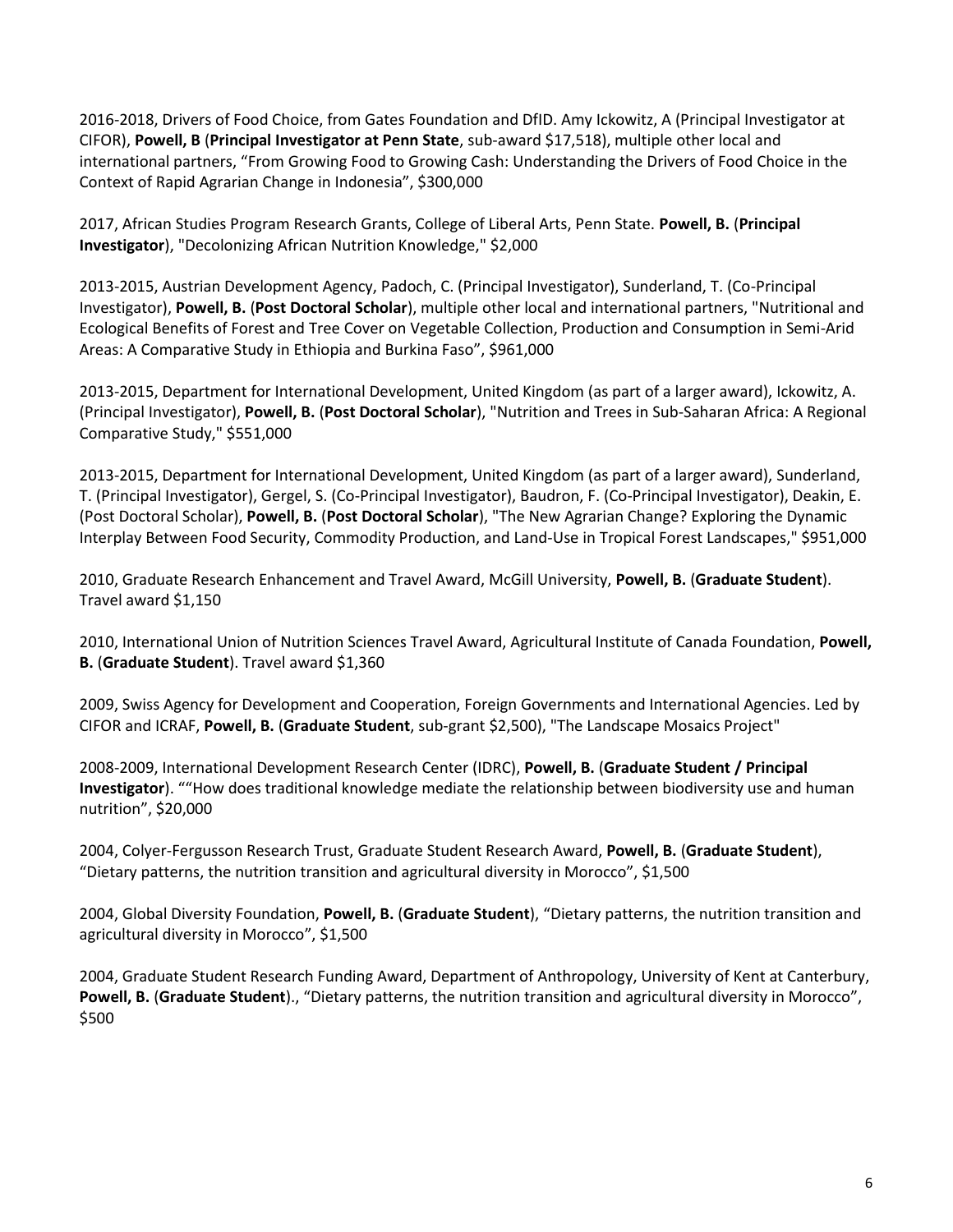2016-2018, Drivers of Food Choice, from Gates Foundation and DfID. Amy Ickowitz, A (Principal Investigator at CIFOR), **Powell, B** (**Principal Investigator at Penn State**, sub-award $17,518), multiple other local and international partners, “From Growing Food to Growing Cash: Understanding the Drivers of Food Choice in the Context of Rapid Agrarian Change in Indonesia”, $300,000

2017, African Studies Program Research Grants, College of Liberal Arts, Penn State. **Powell, B.** (**Principal Investigator**), "Decolonizing African Nutrition Knowledge," $2,000

2013-2015, Austrian Development Agency, Padoch, C. (Principal Investigator), Sunderland, T. (Co-Principal Investigator), **Powell, B.** (**Post Doctoral Scholar**), multiple other local and international partners, "Nutritional and Ecological Benefits of Forest and Tree Cover on Vegetable Collection, Production and Consumption in Semi-Arid Areas: A Comparative Study in Ethiopia and Burkina Faso”, $961,000

2013-2015, Department for International Development, United Kingdom (as part of a larger award), Ickowitz, A. (Principal Investigator), **Powell, B.** (**Post Doctoral Scholar**), "Nutrition and Trees in Sub-Saharan Africa: A Regional Comparative Study," $551,000

2013-2015, Department for International Development, United Kingdom (as part of a larger award), Sunderland, T. (Principal Investigator), Gergel, S. (Co-Principal Investigator), Baudron, F. (Co-Principal Investigator), Deakin, E. (Post Doctoral Scholar), **Powell, B.** (**Post Doctoral Scholar**), "The New Agrarian Change? Exploring the Dynamic Interplay Between Food Security, Commodity Production, and Land-Use in Tropical Forest Landscapes," $951,000

2010, Graduate Research Enhancement and Travel Award, McGill University, **Powell, B.** (**Graduate Student**). Travel award $1,150

2010, International Union of Nutrition Sciences Travel Award, Agricultural Institute of Canada Foundation, **Powell, B.** (**Graduate Student**). Travel award $1,360

2009, Swiss Agency for Development and Cooperation, Foreign Governments and International Agencies. Led by CIFOR and ICRAF, **Powell, B.** (**Graduate Student**, sub-grant $2,500), "The Landscape Mosaics Project"

2008-2009, International Development Research Center (IDRC), **Powell, B.** (**Graduate Student / Principal Investigator**). ““How does traditional knowledge mediate the relationship between biodiversity use and human nutrition”, $20,000

2004, Colyer-Fergusson Research Trust, Graduate Student Research Award, **Powell, B.** (**Graduate Student**), “Dietary patterns, the nutrition transition and agricultural diversity in Morocco”, $1,500

2004, Global Diversity Foundation, **Powell, B.** (**Graduate Student**), “Dietary patterns, the nutrition transition and agricultural diversity in Morocco”, $1,500

2004, Graduate Student Research Funding Award, Department of Anthropology, University of Kent at Canterbury, **Powell, B.** (**Graduate Student**)., “Dietary patterns, the nutrition transition and agricultural diversity in Morocco”, $500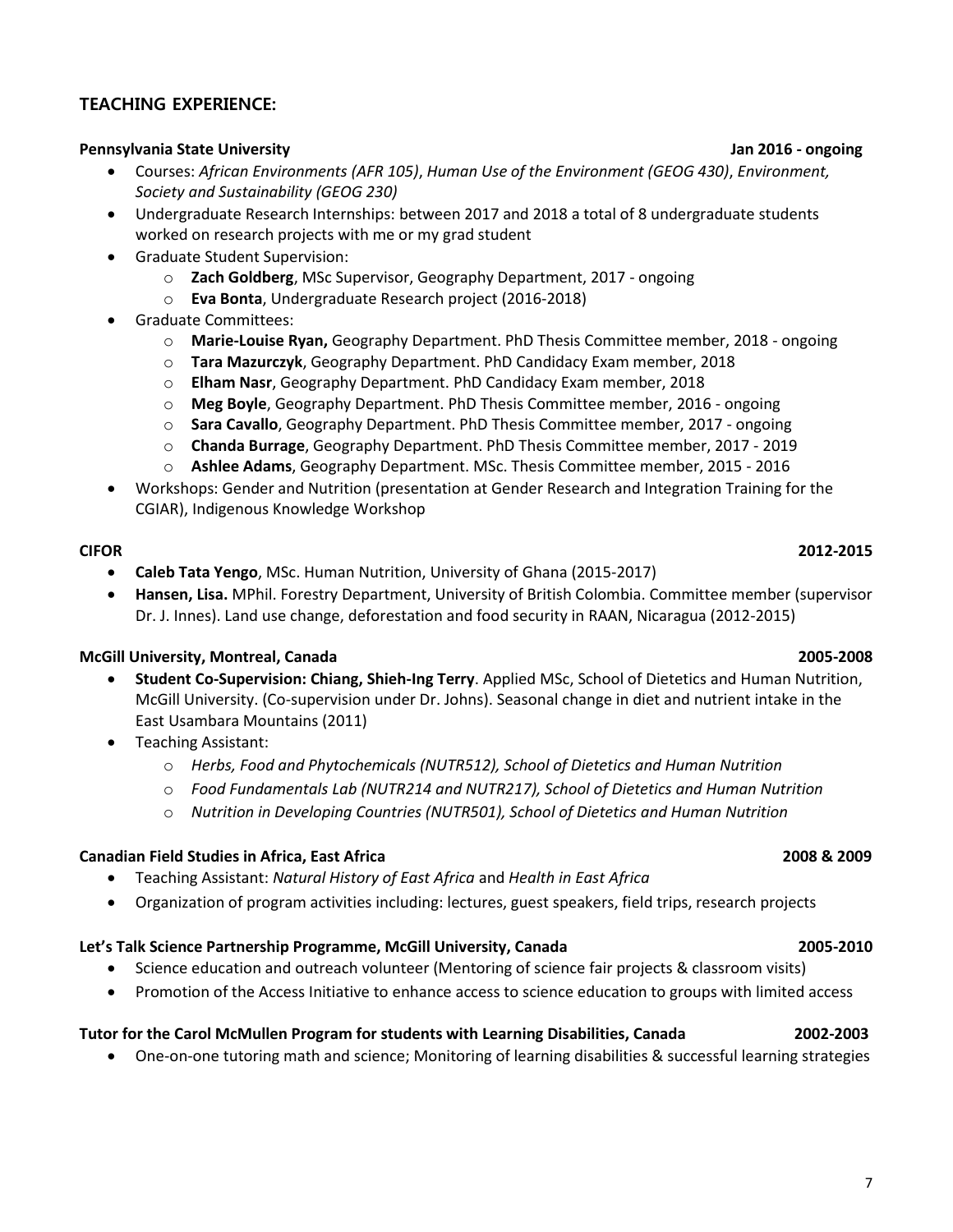## TEACHING EXPERIENCE:

**Pennsylvania State University** **Jan 2016 - ongoing**

- Courses: *African Environments (AFR 105)*, *Human Use of the Environment (GEOG 430)*, *Environment, Society and Sustainability (GEOG 230)*
- Undergraduate Research Internships: between 2017 and 2018 a total of 8 undergraduate students worked on research projects with me or my grad student
- Graduate Student Supervision:
  - **Zach Goldberg**, MSc Supervisor, Geography Department, 2017 - ongoing
  - **Eva Bonta**, Undergraduate Research project (2016-2018)
- Graduate Committees:
  - **Marie-Louise Ryan,** Geography Department. PhD Thesis Committee member, 2018 - ongoing
  - **Tara Mazurczyk**, Geography Department. PhD Candidacy Exam member, 2018
  - **Elham Nasr**, Geography Department. PhD Candidacy Exam member, 2018
  - **Meg Boyle**, Geography Department. PhD Thesis Committee member, 2016 - ongoing
  - **Sara Cavallo**, Geography Department. PhD Thesis Committee member, 2017 - ongoing
  - **Chanda Burrage**, Geography Department. PhD Thesis Committee member, 2017 - 2019
  - **Ashlee Adams**, Geography Department. MSc. Thesis Committee member, 2015 - 2016
- Workshops: Gender and Nutrition (presentation at Gender Research and Integration Training for the CGIAR), Indigenous Knowledge Workshop

**CIFOR** **2012-2015**

- **Caleb Tata Yengo**, MSc. Human Nutrition, University of Ghana (2015-2017)
- **Hansen, Lisa.** MPhil. Forestry Department, University of British Colombia. Committee member (supervisor Dr. J. Innes). Land use change, deforestation and food security in RAAN, Nicaragua (2012-2015)

**McGill University, Montreal, Canada** **2005-2008**

- **Student Co-Supervision: Chiang, Shieh-Ing Terry**. Applied MSc, School of Dietetics and Human Nutrition, McGill University. (Co-supervision under Dr. Johns). Seasonal change in diet and nutrient intake in the East Usambara Mountains (2011)
- Teaching Assistant:
  - *Herbs, Food and Phytochemicals (NUTR512), School of Dietetics and Human Nutrition*
  - *Food Fundamentals Lab (NUTR214 and NUTR217), School of Dietetics and Human Nutrition*
  - *Nutrition in Developing Countries (NUTR501), School of Dietetics and Human Nutrition*

**Canadian Field Studies in Africa, East Africa** **2008 & 2009**

- Teaching Assistant: *Natural History of East Africa* and *Health in East Africa*
- Organization of program activities including: lectures, guest speakers, field trips, research projects

**Let's Talk Science Partnership Programme, McGill University, Canada** **2005-2010**

- Science education and outreach volunteer (Mentoring of science fair projects & classroom visits)
- Promotion of the Access Initiative to enhance access to science education to groups with limited access

**Tutor for the Carol McMullen Program for students with Learning Disabilities, Canada** **2002-2003**

- One-on-one tutoring math and science; Monitoring of learning disabilities & successful learning strategies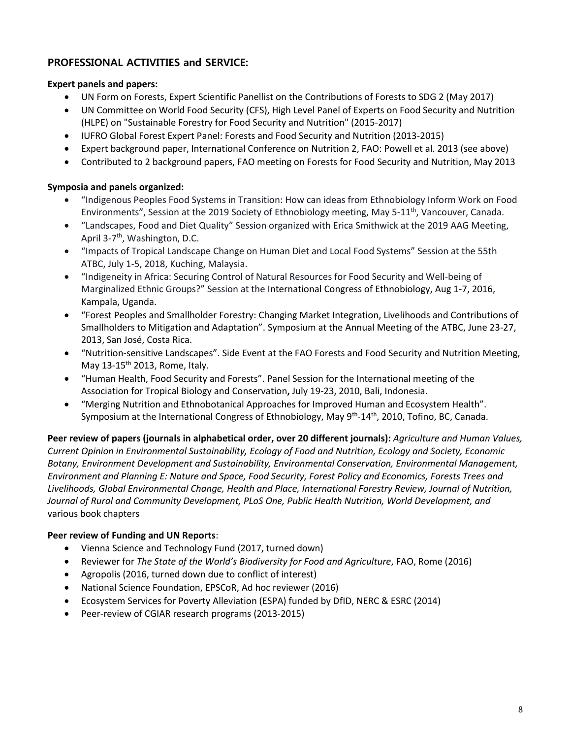## PROFESSIONAL ACTIVITIES and SERVICE:

**Expert panels and papers:**

- UN Form on Forests, Expert Scientific Panellist on the Contributions of Forests to SDG 2 (May 2017)
- UN Committee on World Food Security (CFS), High Level Panel of Experts on Food Security and Nutrition (HLPE) on "Sustainable Forestry for Food Security and Nutrition" (2015-2017)
- IUFRO Global Forest Expert Panel: Forests and Food Security and Nutrition (2013-2015)
- Expert background paper, International Conference on Nutrition 2, FAO: Powell et al. 2013 (see above)
- Contributed to 2 background papers, FAO meeting on Forests for Food Security and Nutrition, May 2013

**Symposia and panels organized:**

- "Indigenous Peoples Food Systems in Transition: How can ideas from Ethnobiology Inform Work on Food Environments", Session at the 2019 Society of Ethnobiology meeting, May 5-11th, Vancouver, Canada.
- "Landscapes, Food and Diet Quality" Session organized with Erica Smithwick at the 2019 AAG Meeting, April 3-7th, Washington, D.C.
- "Impacts of Tropical Landscape Change on Human Diet and Local Food Systems" Session at the 55th ATBC, July 1-5, 2018, Kuching, Malaysia.
- "Indigeneity in Africa: Securing Control of Natural Resources for Food Security and Well-being of Marginalized Ethnic Groups?" Session at the International Congress of Ethnobiology, Aug 1-7, 2016, Kampala, Uganda.
- "Forest Peoples and Smallholder Forestry: Changing Market Integration, Livelihoods and Contributions of Smallholders to Mitigation and Adaptation". Symposium at the Annual Meeting of the ATBC, June 23-27, 2013, San José, Costa Rica.
- "Nutrition-sensitive Landscapes". Side Event at the FAO Forests and Food Security and Nutrition Meeting, May 13-15th 2013, Rome, Italy.
- "Human Health, Food Security and Forests". Panel Session for the International meeting of the Association for Tropical Biology and Conservation**,** July 19-23, 2010, Bali, Indonesia.
- "Merging Nutrition and Ethnobotanical Approaches for Improved Human and Ecosystem Health". Symposium at the International Congress of Ethnobiology, May 9th-14th, 2010, Tofino, BC, Canada.

**Peer review of papers (journals in alphabetical order, over 20 different journals):** *Agriculture and Human Values, Current Opinion in Environmental Sustainability, Ecology of Food and Nutrition, Ecology and Society, Economic Botany, Environment Development and Sustainability, Environmental Conservation, Environmental Management, Environment and Planning E: Nature and Space, Food Security, Forest Policy and Economics, Forests Trees and Livelihoods, Global Environmental Change, Health and Place, International Forestry Review, Journal of Nutrition, Journal of Rural and Community Development, PLoS One, Public Health Nutrition, World Development, and* various book chapters

**Peer review of Funding and UN Reports**:

- Vienna Science and Technology Fund (2017, turned down)
- Reviewer for *The State of the World's Biodiversity for Food and Agriculture*, FAO, Rome (2016)
- Agropolis (2016, turned down due to conflict of interest)
- National Science Foundation, EPSCoR, Ad hoc reviewer (2016)
- Ecosystem Services for Poverty Alleviation (ESPA) funded by DfID, NERC & ESRC (2014)
- Peer-review of CGIAR research programs (2013-2015)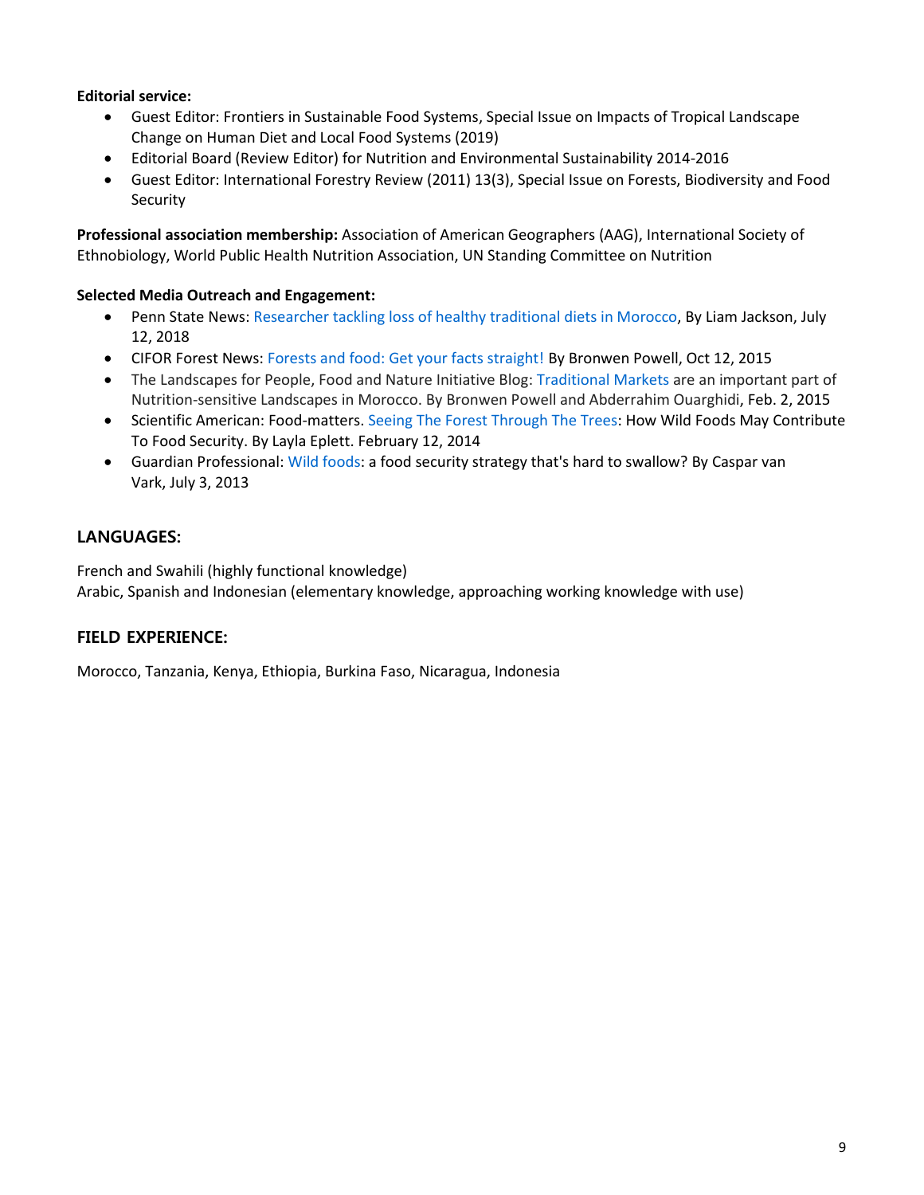**Editorial service:**

- Guest Editor: Frontiers in Sustainable Food Systems, Special Issue on Impacts of Tropical Landscape Change on Human Diet and Local Food Systems (2019)
- Editorial Board (Review Editor) for Nutrition and Environmental Sustainability 2014-2016
- Guest Editor: International Forestry Review (2011) 13(3), Special Issue on Forests, Biodiversity and Food Security

**Professional association membership:** Association of American Geographers (AAG), International Society of Ethnobiology, World Public Health Nutrition Association, UN Standing Committee on Nutrition

**Selected Media Outreach and Engagement:**

- Penn State News: Researcher tackling loss of healthy traditional diets in Morocco, By Liam Jackson, July 12, 2018
- CIFOR Forest News: Forests and food: Get your facts straight! By Bronwen Powell, Oct 12, 2015
- The Landscapes for People, Food and Nature Initiative Blog: Traditional Markets are an important part of Nutrition-sensitive Landscapes in Morocco. By Bronwen Powell and Abderrahim Ouarghidi, Feb. 2, 2015
- Scientific American: Food-matters. Seeing The Forest Through The Trees: How Wild Foods May Contribute To Food Security. By Layla Eplett. February 12, 2014
- Guardian Professional: Wild foods: a food security strategy that's hard to swallow? By Caspar van Vark, July 3, 2013

## LANGUAGES:

French and Swahili (highly functional knowledge)
Arabic, Spanish and Indonesian (elementary knowledge, approaching working knowledge with use)

## FIELD EXPERIENCE:

Morocco, Tanzania, Kenya, Ethiopia, Burkina Faso, Nicaragua, Indonesia